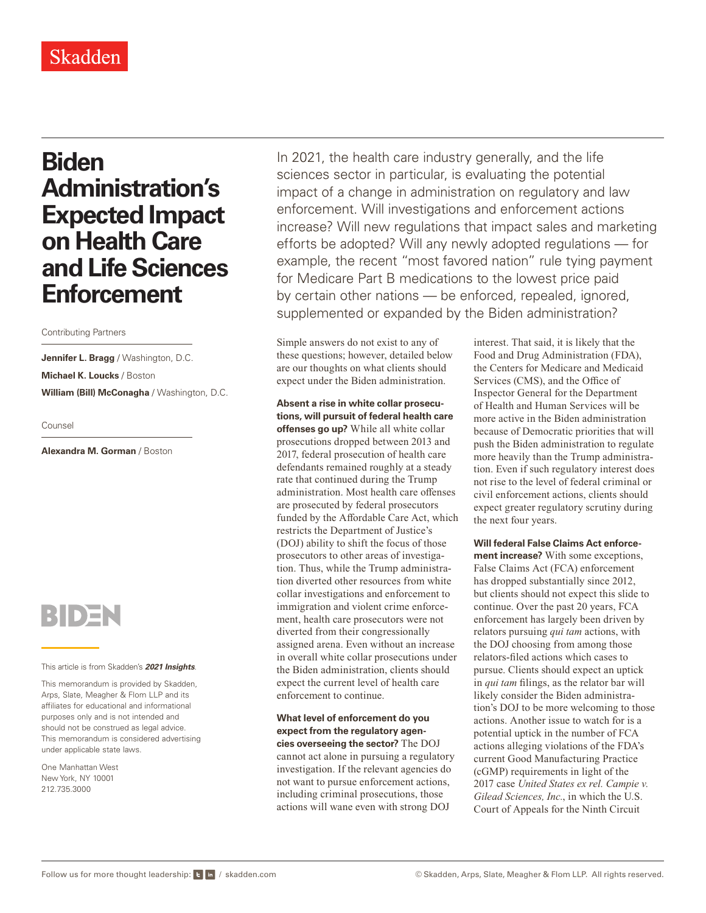Skadden

# Biden Administration's Expected Impact on Health Care and Life Sciences Enforcement

Contributing Partners

**Jennifer L. Bragg** / Washington, D.C.
**Michael K. Loucks** / Boston
**William (Bill) McConagha** / Washington, D.C.

Counsel

**Alexandra M. Gorman** / Boston

BIDEN

This article is from Skadden's ***2021 Insights***.

This memorandum is provided by Skadden, Arps, Slate, Meagher & Flom LLP and its affiliates for educational and informational purposes only and is not intended and should not be construed as legal advice. This memorandum is considered advertising under applicable state laws.

One Manhattan West
New York, NY 10001
212.735.3000

In 2021, the health care industry generally, and the life sciences sector in particular, is evaluating the potential impact of a change in administration on regulatory and law enforcement. Will investigations and enforcement actions increase? Will new regulations that impact sales and marketing efforts be adopted? Will any newly adopted regulations — for example, the recent "most favored nation" rule tying payment for Medicare Part B medications to the lowest price paid by certain other nations — be enforced, repealed, ignored, supplemented or expanded by the Biden administration?

Simple answers do not exist to any of these questions; however, detailed below are our thoughts on what clients should expect under the Biden administration.

**Absent a rise in white collar prosecutions, will pursuit of federal health care offenses go up?** While all white collar prosecutions dropped between 2013 and 2017, federal prosecution of health care defendants remained roughly at a steady rate that continued during the Trump administration. Most health care offenses are prosecuted by federal prosecutors funded by the Affordable Care Act, which restricts the Department of Justice's (DOJ) ability to shift the focus of those prosecutors to other areas of investigation. Thus, while the Trump administration diverted other resources from white collar investigations and enforcement to immigration and violent crime enforcement, health care prosecutors were not diverted from their congressionally assigned arena. Even without an increase in overall white collar prosecutions under the Biden administration, clients should expect the current level of health care enforcement to continue.

**What level of enforcement do you expect from the regulatory agencies overseeing the sector?** The DOJ cannot act alone in pursuing a regulatory investigation. If the relevant agencies do not want to pursue enforcement actions, including criminal prosecutions, those actions will wane even with strong DOJ interest. That said, it is likely that the Food and Drug Administration (FDA), the Centers for Medicare and Medicaid Services (CMS), and the Office of Inspector General for the Department of Health and Human Services will be more active in the Biden administration because of Democratic priorities that will push the Biden administration to regulate more heavily than the Trump administration. Even if such regulatory interest does not rise to the level of federal criminal or civil enforcement actions, clients should expect greater regulatory scrutiny during the next four years.

**Will federal False Claims Act enforcement increase?** With some exceptions, False Claims Act (FCA) enforcement has dropped substantially since 2012, but clients should not expect this slide to continue. Over the past 20 years, FCA enforcement has largely been driven by relators pursuing *qui tam* actions, with the DOJ choosing from among those relators-filed actions which cases to pursue. Clients should expect an uptick in *qui tam* filings, as the relator bar will likely consider the Biden administration's DOJ to be more welcoming to those actions. Another issue to watch for is a potential uptick in the number of FCA actions alleging violations of the FDA's current Good Manufacturing Practice (cGMP) requirements in light of the 2017 case *United States ex rel. Campie v. Gilead Sciences, Inc.*, in which the U.S. Court of Appeals for the Ninth Circuit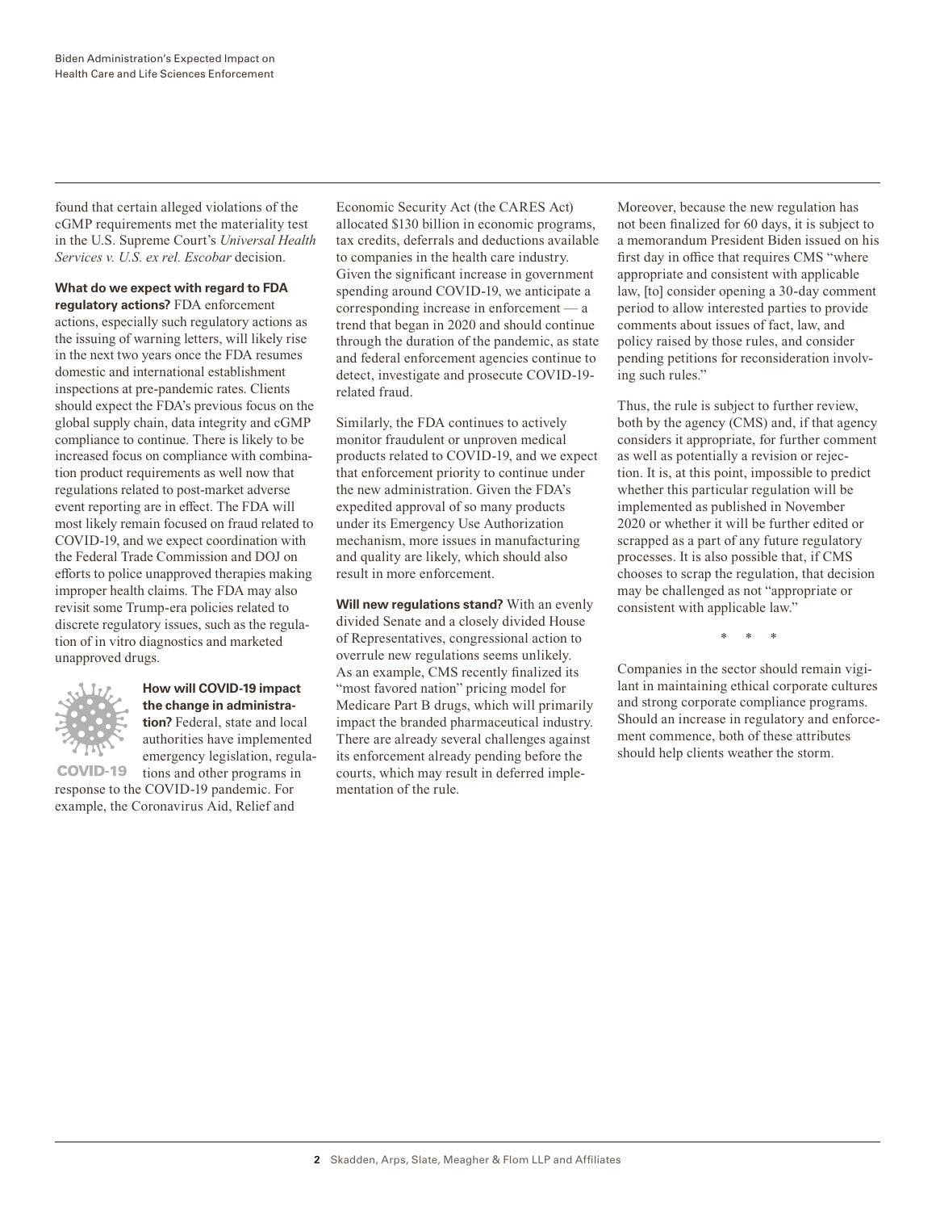found that certain alleged violations of the cGMP requirements met the materiality test in the U.S. Supreme Court's *Universal Health Services v. U.S. ex rel. Escobar* decision.

**What do we expect with regard to FDA regulatory actions?** FDA enforcement actions, especially such regulatory actions as the issuing of warning letters, will likely rise in the next two years once the FDA resumes domestic and international establishment inspections at pre-pandemic rates. Clients should expect the FDA's previous focus on the global supply chain, data integrity and cGMP compliance to continue. There is likely to be increased focus on compliance with combination product requirements as well now that regulations related to post-market adverse event reporting are in effect. The FDA will most likely remain focused on fraud related to COVID-19, and we expect coordination with the Federal Trade Commission and DOJ on efforts to police unapproved therapies making improper health claims. The FDA may also revisit some Trump-era policies related to discrete regulatory issues, such as the regulation of in vitro diagnostics and marketed unapproved drugs.

COVID-19

**How will COVID-19 impact the change in administration?** Federal, state and local authorities have implemented emergency legislation, regulations and other programs in response to the COVID-19 pandemic. For example, the Coronavirus Aid, Relief and Economic Security Act (the CARES Act) allocated $130 billion in economic programs, tax credits, deferrals and deductions available to companies in the health care industry. Given the significant increase in government spending around COVID-19, we anticipate a corresponding increase in enforcement — a trend that began in 2020 and should continue through the duration of the pandemic, as state and federal enforcement agencies continue to detect, investigate and prosecute COVID-19-related fraud.

Similarly, the FDA continues to actively monitor fraudulent or unproven medical products related to COVID-19, and we expect that enforcement priority to continue under the new administration. Given the FDA's expedited approval of so many products under its Emergency Use Authorization mechanism, more issues in manufacturing and quality are likely, which should also result in more enforcement.

**Will new regulations stand?** With an evenly divided Senate and a closely divided House of Representatives, congressional action to overrule new regulations seems unlikely. As an example, CMS recently finalized its "most favored nation" pricing model for Medicare Part B drugs, which will primarily impact the branded pharmaceutical industry. There are already several challenges against its enforcement already pending before the courts, which may result in deferred implementation of the rule.

Moreover, because the new regulation has not been finalized for 60 days, it is subject to a memorandum President Biden issued on his first day in office that requires CMS "where appropriate and consistent with applicable law, [to] consider opening a 30-day comment period to allow interested parties to provide comments about issues of fact, law, and policy raised by those rules, and consider pending petitions for reconsideration involving such rules."

Thus, the rule is subject to further review, both by the agency (CMS) and, if that agency considers it appropriate, for further comment as well as potentially a revision or rejection. It is, at this point, impossible to predict whether this particular regulation will be implemented as published in November 2020 or whether it will be further edited or scrapped as a part of any future regulatory processes. It is also possible that, if CMS chooses to scrap the regulation, that decision may be challenged as not "appropriate or consistent with applicable law."

\* \* \*

Companies in the sector should remain vigilant in maintaining ethical corporate cultures and strong corporate compliance programs. Should an increase in regulatory and enforcement commence, both of these attributes should help clients weather the storm.